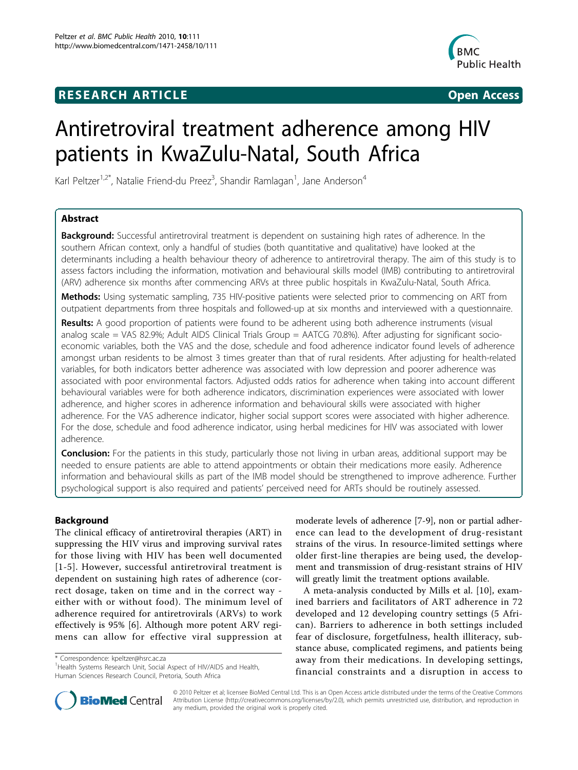**RESEARCH ARTICLE** **Open Access**

# Antiretroviral treatment adherence among HIV patients in KwaZulu-Natal, South Africa

Karl Peltzer[1,2*], Natalie Friend-du Preez[3], Shandir Ramlagan[1], Jane Anderson[4]

## Abstract

**Background:** Successful antiretroviral treatment is dependent on sustaining high rates of adherence. In the southern African context, only a handful of studies (both quantitative and qualitative) have looked at the determinants including a health behaviour theory of adherence to antiretroviral therapy. The aim of this study is to assess factors including the information, motivation and behavioural skills model (IMB) contributing to antiretroviral (ARV) adherence six months after commencing ARVs at three public hospitals in KwaZulu-Natal, South Africa.

**Methods:** Using systematic sampling, 735 HIV-positive patients were selected prior to commencing on ART from outpatient departments from three hospitals and followed-up at six months and interviewed with a questionnaire.

**Results:** A good proportion of patients were found to be adherent using both adherence instruments (visual analog scale = VAS 82.9%; Adult AIDS Clinical Trials Group = AATCG 70.8%). After adjusting for significant socio-economic variables, both the VAS and the dose, schedule and food adherence indicator found levels of adherence amongst urban residents to be almost 3 times greater than that of rural residents. After adjusting for health-related variables, for both indicators better adherence was associated with low depression and poorer adherence was associated with poor environmental factors. Adjusted odds ratios for adherence when taking into account different behavioural variables were for both adherence indicators, discrimination experiences were associated with lower adherence, and higher scores in adherence information and behavioural skills were associated with higher adherence. For the VAS adherence indicator, higher social support scores were associated with higher adherence. For the dose, schedule and food adherence indicator, using herbal medicines for HIV was associated with lower adherence.

**Conclusion:** For the patients in this study, particularly those not living in urban areas, additional support may be needed to ensure patients are able to attend appointments or obtain their medications more easily. Adherence information and behavioural skills as part of the IMB model should be strengthened to improve adherence. Further psychological support is also required and patients' perceived need for ARTs should be routinely assessed.

## Background

The clinical efficacy of antiretroviral therapies (ART) in suppressing the HIV virus and improving survival rates for those living with HIV has been well documented [1-5]. However, successful antiretroviral treatment is dependent on sustaining high rates of adherence (correct dosage, taken on time and in the correct way - either with or without food). The minimum level of adherence required for antiretrovirals (ARVs) to work effectively is 95% [6]. Although more potent ARV regimens can allow for effective viral suppression at moderate levels of adherence [7-9], non or partial adherence can lead to the development of drug-resistant strains of the virus. In resource-limited settings where older first-line therapies are being used, the development and transmission of drug-resistant strains of HIV will greatly limit the treatment options available.

A meta-analysis conducted by Mills et al. [10], examined barriers and facilitators of ART adherence in 72 developed and 12 developing country settings (5 African). Barriers to adherence in both settings included fear of disclosure, forgetfulness, health illiteracy, substance abuse, complicated regimens, and patients being away from their medications. In developing settings, financial constraints and a disruption in access to

\* Correspondence: kpeltzer@hsrc.ac.za
[1]Health Systems Research Unit, Social Aspect of HIV/AIDS and Health, Human Sciences Research Council, Pretoria, South Africa

© 2010 Peltzer et al; licensee BioMed Central Ltd. This is an Open Access article distributed under the terms of the Creative Commons Attribution License (http://creativecommons.org/licenses/by/2.0), which permits unrestricted use, distribution, and reproduction in any medium, provided the original work is properly cited.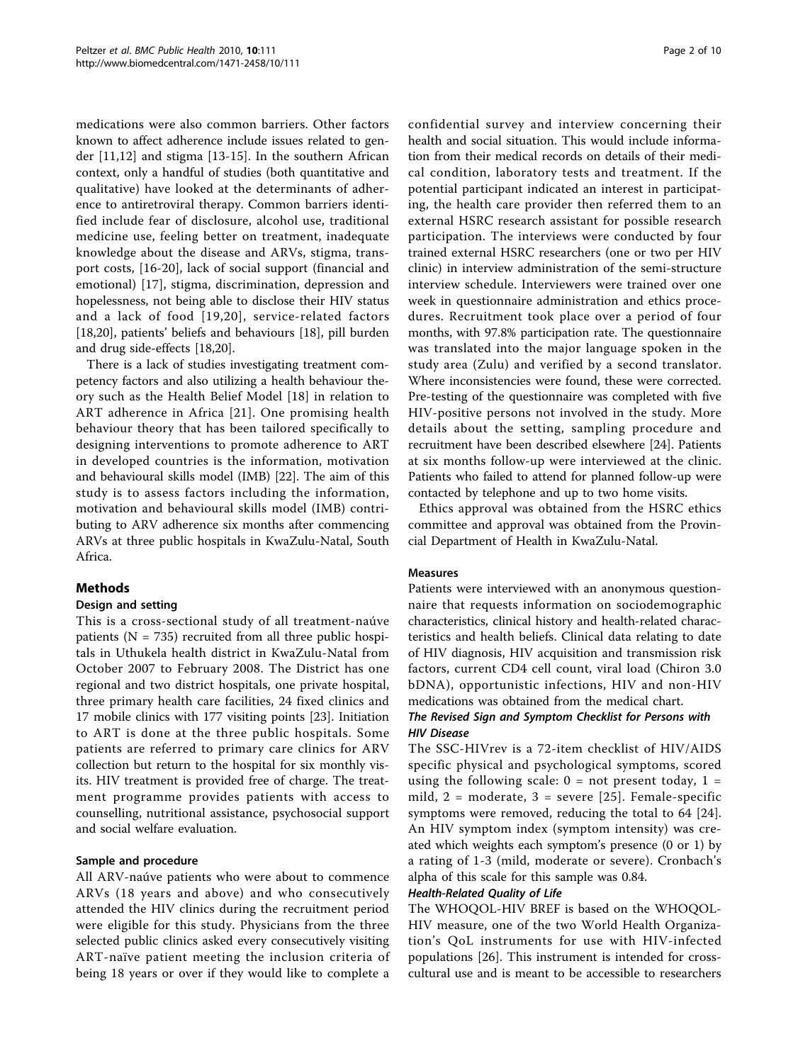medications were also common barriers. Other factors known to affect adherence include issues related to gender [11,12] and stigma [13-15]. In the southern African context, only a handful of studies (both quantitative and qualitative) have looked at the determinants of adherence to antiretroviral therapy. Common barriers identified include fear of disclosure, alcohol use, traditional medicine use, feeling better on treatment, inadequate knowledge about the disease and ARVs, stigma, transport costs, [16-20], lack of social support (financial and emotional) [17], stigma, discrimination, depression and hopelessness, not being able to disclose their HIV status and a lack of food [19,20], service-related factors [18,20], patients' beliefs and behaviours [18], pill burden and drug side-effects [18,20].

There is a lack of studies investigating treatment competency factors and also utilizing a health behaviour theory such as the Health Belief Model [18] in relation to ART adherence in Africa [21]. One promising health behaviour theory that has been tailored specifically to designing interventions to promote adherence to ART in developed countries is the information, motivation and behavioural skills model (IMB) [22]. The aim of this study is to assess factors including the information, motivation and behavioural skills model (IMB) contributing to ARV adherence six months after commencing ARVs at three public hospitals in KwaZulu-Natal, South Africa.

## Methods

### Design and setting

This is a cross-sectional study of all treatment-naúve patients (N = 735) recruited from all three public hospitals in Uthukela health district in KwaZulu-Natal from October 2007 to February 2008. The District has one regional and two district hospitals, one private hospital, three primary health care facilities, 24 fixed clinics and 17 mobile clinics with 177 visiting points [23]. Initiation to ART is done at the three public hospitals. Some patients are referred to primary care clinics for ARV collection but return to the hospital for six monthly visits. HIV treatment is provided free of charge. The treatment programme provides patients with access to counselling, nutritional assistance, psychosocial support and social welfare evaluation.

### Sample and procedure

All ARV-naúve patients who were about to commence ARVs (18 years and above) and who consecutively attended the HIV clinics during the recruitment period were eligible for this study. Physicians from the three selected public clinics asked every consecutively visiting ART-naïve patient meeting the inclusion criteria of being 18 years or over if they would like to complete a confidential survey and interview concerning their health and social situation. This would include information from their medical records on details of their medical condition, laboratory tests and treatment. If the potential participant indicated an interest in participating, the health care provider then referred them to an external HSRC research assistant for possible research participation. The interviews were conducted by four trained external HSRC researchers (one or two per HIV clinic) in interview administration of the semi-structure interview schedule. Interviewers were trained over one week in questionnaire administration and ethics procedures. Recruitment took place over a period of four months, with 97.8% participation rate. The questionnaire was translated into the major language spoken in the study area (Zulu) and verified by a second translator. Where inconsistencies were found, these were corrected. Pre-testing of the questionnaire was completed with five HIV-positive persons not involved in the study. More details about the setting, sampling procedure and recruitment have been described elsewhere [24]. Patients at six months follow-up were interviewed at the clinic. Patients who failed to attend for planned follow-up were contacted by telephone and up to two home visits.

Ethics approval was obtained from the HSRC ethics committee and approval was obtained from the Provincial Department of Health in KwaZulu-Natal.

### Measures

Patients were interviewed with an anonymous questionnaire that requests information on sociodemographic characteristics, clinical history and health-related characteristics and health beliefs. Clinical data relating to date of HIV diagnosis, HIV acquisition and transmission risk factors, current CD4 cell count, viral load (Chiron 3.0 bDNA), opportunistic infections, HIV and non-HIV medications was obtained from the medical chart.

#### The Revised Sign and Symptom Checklist for Persons with HIV Disease

The SSC-HIVrev is a 72-item checklist of HIV/AIDS specific physical and psychological symptoms, scored using the following scale: 0 = not present today, 1 = mild, 2 = moderate, 3 = severe [25]. Female-specific symptoms were removed, reducing the total to 64 [24]. An HIV symptom index (symptom intensity) was created which weights each symptom's presence (0 or 1) by a rating of 1-3 (mild, moderate or severe). Cronbach's alpha of this scale for this sample was 0.84.

#### Health-Related Quality of Life

The WHOQOL-HIV BREF is based on the WHOQOL-HIV measure, one of the two World Health Organization's QoL instruments for use with HIV-infected populations [26]. This instrument is intended for cross-cultural use and is meant to be accessible to researchers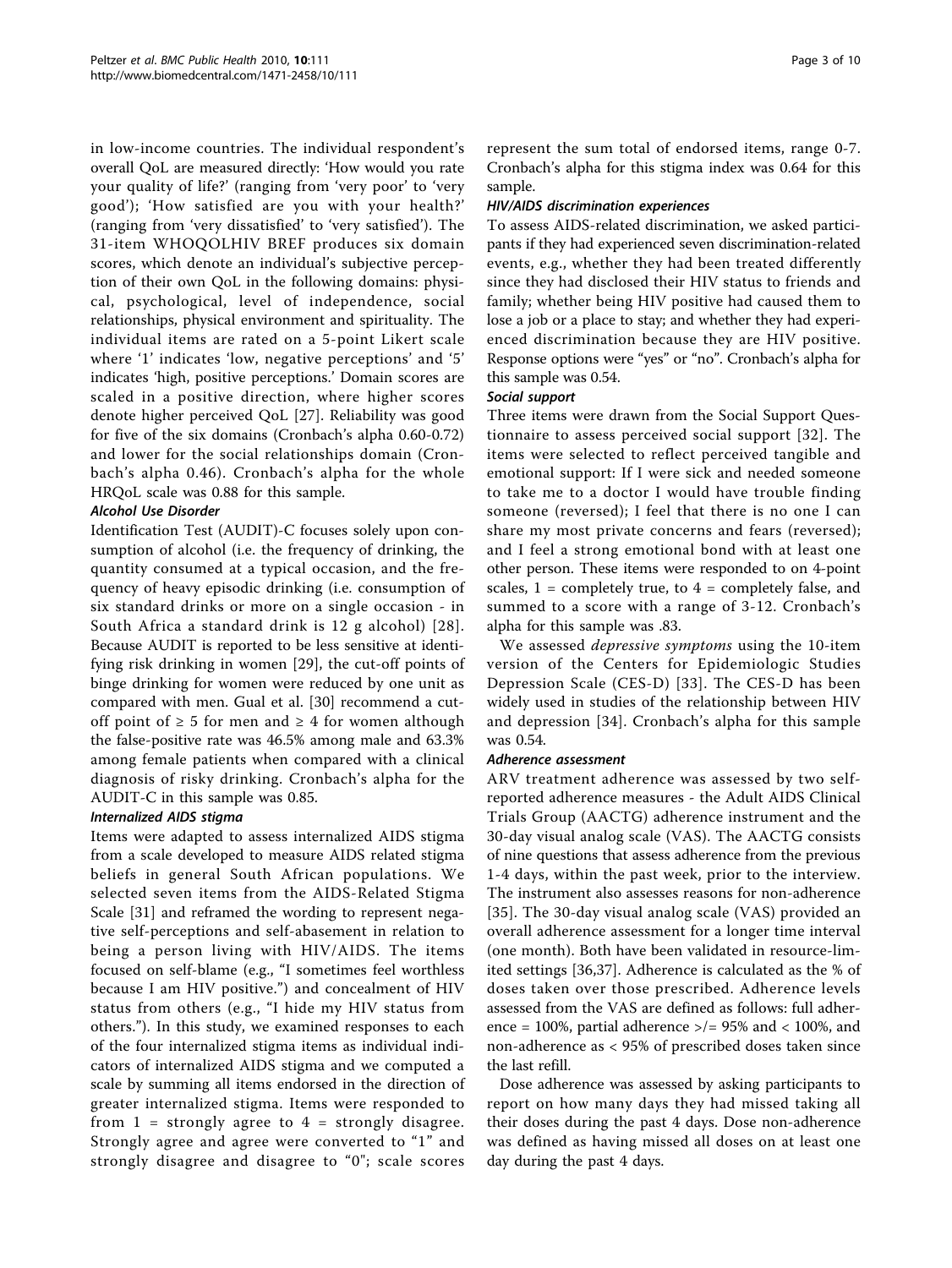in low-income countries. The individual respondent's overall QoL are measured directly: 'How would you rate your quality of life?' (ranging from 'very poor' to 'very good'); 'How satisfied are you with your health?' (ranging from 'very dissatisfied' to 'very satisfied'). The 31-item WHOQOLHIV BREF produces six domain scores, which denote an individual's subjective perception of their own QoL in the following domains: physical, psychological, level of independence, social relationships, physical environment and spirituality. The individual items are rated on a 5-point Likert scale where '1' indicates 'low, negative perceptions' and '5' indicates 'high, positive perceptions.' Domain scores are scaled in a positive direction, where higher scores denote higher perceived QoL [27]. Reliability was good for five of the six domains (Cronbach's alpha 0.60-0.72) and lower for the social relationships domain (Cronbach's alpha 0.46). Cronbach's alpha for the whole HRQoL scale was 0.88 for this sample.

#### *Alcohol Use Disorder*

Identification Test (AUDIT)-C focuses solely upon consumption of alcohol (i.e. the frequency of drinking, the quantity consumed at a typical occasion, and the frequency of heavy episodic drinking (i.e. consumption of six standard drinks or more on a single occasion - in South Africa a standard drink is 12 g alcohol) [28]. Because AUDIT is reported to be less sensitive at identifying risk drinking in women [29], the cut-off points of binge drinking for women were reduced by one unit as compared with men. Gual et al. [30] recommend a cut-off point of ≥ 5 for men and ≥ 4 for women although the false-positive rate was 46.5% among male and 63.3% among female patients when compared with a clinical diagnosis of risky drinking. Cronbach's alpha for the AUDIT-C in this sample was 0.85.

#### *Internalized AIDS stigma*

Items were adapted to assess internalized AIDS stigma from a scale developed to measure AIDS related stigma beliefs in general South African populations. We selected seven items from the AIDS-Related Stigma Scale [31] and reframed the wording to represent negative self-perceptions and self-abasement in relation to being a person living with HIV/AIDS. The items focused on self-blame (e.g., "I sometimes feel worthless because I am HIV positive.") and concealment of HIV status from others (e.g., "I hide my HIV status from others."). In this study, we examined responses to each of the four internalized stigma items as individual indicators of internalized AIDS stigma and we computed a scale by summing all items endorsed in the direction of greater internalized stigma. Items were responded to from 1 = strongly agree to 4 = strongly disagree. Strongly agree and agree were converted to "1" and strongly disagree and disagree to "0"; scale scores represent the sum total of endorsed items, range 0-7. Cronbach's alpha for this stigma index was 0.64 for this sample.

#### *HIV/AIDS discrimination experiences*

To assess AIDS-related discrimination, we asked participants if they had experienced seven discrimination-related events, e.g., whether they had been treated differently since they had disclosed their HIV status to friends and family; whether being HIV positive had caused them to lose a job or a place to stay; and whether they had experienced discrimination because they are HIV positive. Response options were "yes" or "no". Cronbach's alpha for this sample was 0.54.

#### *Social support*

Three items were drawn from the Social Support Questionnaire to assess perceived social support [32]. The items were selected to reflect perceived tangible and emotional support: If I were sick and needed someone to take me to a doctor I would have trouble finding someone (reversed); I feel that there is no one I can share my most private concerns and fears (reversed); and I feel a strong emotional bond with at least one other person. These items were responded to on 4-point scales, 1 = completely true, to 4 = completely false, and summed to a score with a range of 3-12. Cronbach's alpha for this sample was .83.

We assessed *depressive symptoms* using the 10-item version of the Centers for Epidemiologic Studies Depression Scale (CES-D) [33]. The CES-D has been widely used in studies of the relationship between HIV and depression [34]. Cronbach's alpha for this sample was 0.54.

#### *Adherence assessment*

ARV treatment adherence was assessed by two self-reported adherence measures - the Adult AIDS Clinical Trials Group (AACTG) adherence instrument and the 30-day visual analog scale (VAS). The AACTG consists of nine questions that assess adherence from the previous 1-4 days, within the past week, prior to the interview. The instrument also assesses reasons for non-adherence [35]. The 30-day visual analog scale (VAS) provided an overall adherence assessment for a longer time interval (one month). Both have been validated in resource-limited settings [36,37]. Adherence is calculated as the % of doses taken over those prescribed. Adherence levels assessed from the VAS are defined as follows: full adherence = 100%, partial adherence >/= 95% and < 100%, and non-adherence as < 95% of prescribed doses taken since the last refill.

Dose adherence was assessed by asking participants to report on how many days they had missed taking all their doses during the past 4 days. Dose non-adherence was defined as having missed all doses on at least one day during the past 4 days.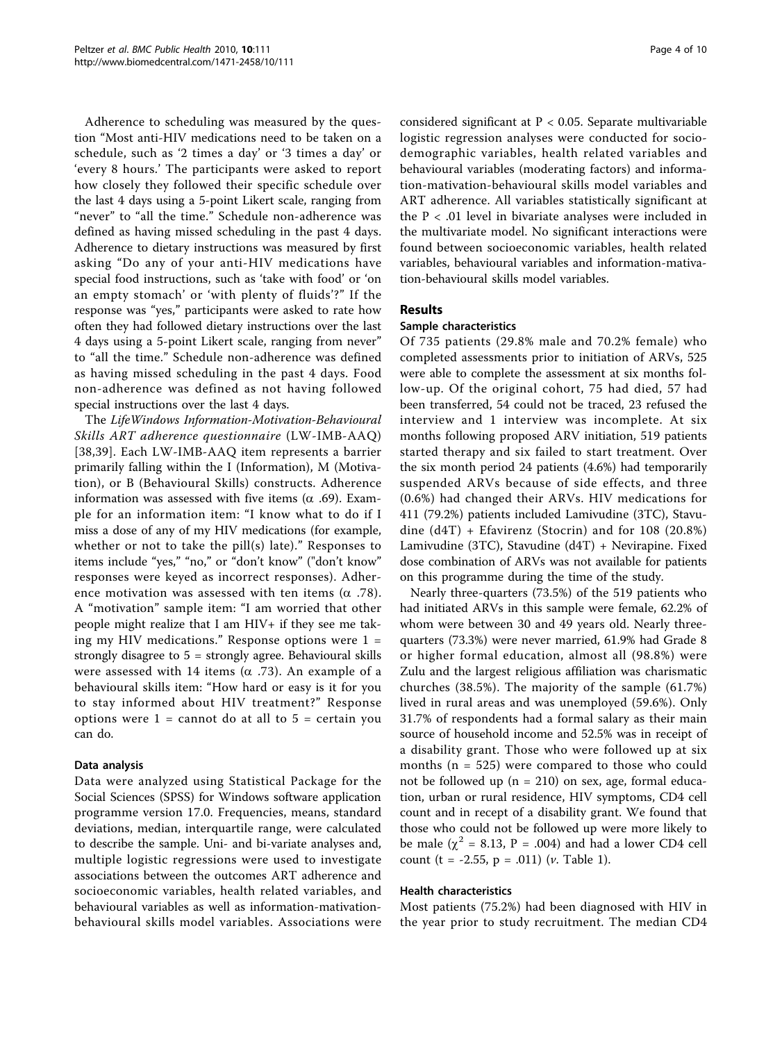Adherence to scheduling was measured by the question "Most anti-HIV medications need to be taken on a schedule, such as '2 times a day' or '3 times a day' or 'every 8 hours.' The participants were asked to report how closely they followed their specific schedule over the last 4 days using a 5-point Likert scale, ranging from "never" to "all the time." Schedule non-adherence was defined as having missed scheduling in the past 4 days. Adherence to dietary instructions was measured by first asking "Do any of your anti-HIV medications have special food instructions, such as 'take with food' or 'on an empty stomach' or 'with plenty of fluids'?" If the response was "yes," participants were asked to rate how often they had followed dietary instructions over the last 4 days using a 5-point Likert scale, ranging from never" to "all the time." Schedule non-adherence was defined as having missed scheduling in the past 4 days. Food non-adherence was defined as not having followed special instructions over the last 4 days.

The *LifeWindows Information-Motivation-Behavioural Skills ART adherence questionnaire* (LW-IMB-AAQ) [38,39]. Each LW-IMB-AAQ item represents a barrier primarily falling within the I (Information), M (Motivation), or B (Behavioural Skills) constructs. Adherence information was assessed with five items (α .69). Example for an information item: "I know what to do if I miss a dose of any of my HIV medications (for example, whether or not to take the pill(s) late)." Responses to items include "yes," "no," or "don't know" ("don't know" responses were keyed as incorrect responses). Adherence motivation was assessed with ten items (α .78). A "motivation" sample item: "I am worried that other people might realize that I am HIV+ if they see me taking my HIV medications." Response options were 1 = strongly disagree to 5 = strongly agree. Behavioural skills were assessed with 14 items (α .73). An example of a behavioural skills item: "How hard or easy is it for you to stay informed about HIV treatment?" Response options were 1 = cannot do at all to 5 = certain you can do.

### Data analysis

Data were analyzed using Statistical Package for the Social Sciences (SPSS) for Windows software application programme version 17.0. Frequencies, means, standard deviations, median, interquartile range, were calculated to describe the sample. Uni- and bi-variate analyses and, multiple logistic regressions were used to investigate associations between the outcomes ART adherence and socioeconomic variables, health related variables, and behavioural variables as well as information-mativation-behavioural skills model variables. Associations were considered significant at $P < 0.05$. Separate multivariable logistic regression analyses were conducted for socio-demographic variables, health related variables and behavioural variables (moderating factors) and information-mativation-behavioural skills model variables and ART adherence. All variables statistically significant at the $P < .01$ level in bivariate analyses were included in the multivariate model. No significant interactions were found between socioeconomic variables, health related variables, behavioural variables and information-mativation-behavioural skills model variables.

## Results

### Sample characteristics

Of 735 patients (29.8% male and 70.2% female) who completed assessments prior to initiation of ARVs, 525 were able to complete the assessment at six months follow-up. Of the original cohort, 75 had died, 57 had been transferred, 54 could not be traced, 23 refused the interview and 1 interview was incomplete. At six months following proposed ARV initiation, 519 patients started therapy and six failed to start treatment. Over the six month period 24 patients (4.6%) had temporarily suspended ARVs because of side effects, and three (0.6%) had changed their ARVs. HIV medications for 411 (79.2%) patients included Lamivudine (3TC), Stavudine (d4T) + Efavirenz (Stocrin) and for 108 (20.8%) Lamivudine (3TC), Stavudine (d4T) + Nevirapine. Fixed dose combination of ARVs was not available for patients on this programme during the time of the study.

Nearly three-quarters (73.5%) of the 519 patients who had initiated ARVs in this sample were female, 62.2% of whom were between 30 and 49 years old. Nearly three-quarters (73.3%) were never married, 61.9% had Grade 8 or higher formal education, almost all (98.8%) were Zulu and the largest religious affiliation was charismatic churches (38.5%). The majority of the sample (61.7%) lived in rural areas and was unemployed (59.6%). Only 31.7% of respondents had a formal salary as their main source of household income and 52.5% was in receipt of a disability grant. Those who were followed up at six months (n = 525) were compared to those who could not be followed up (n = 210) on sex, age, formal education, urban or rural residence, HIV symptoms, CD4 cell count and in recept of a disability grant. We found that those who could not be followed up were more likely to be male ($\chi^2 = 8.13$, $P = .004$) and had a lower CD4 cell count ($t = -2.55$, $p = .011$) (*v*. Table 1).

### Health characteristics

Most patients (75.2%) had been diagnosed with HIV in the year prior to study recruitment. The median CD4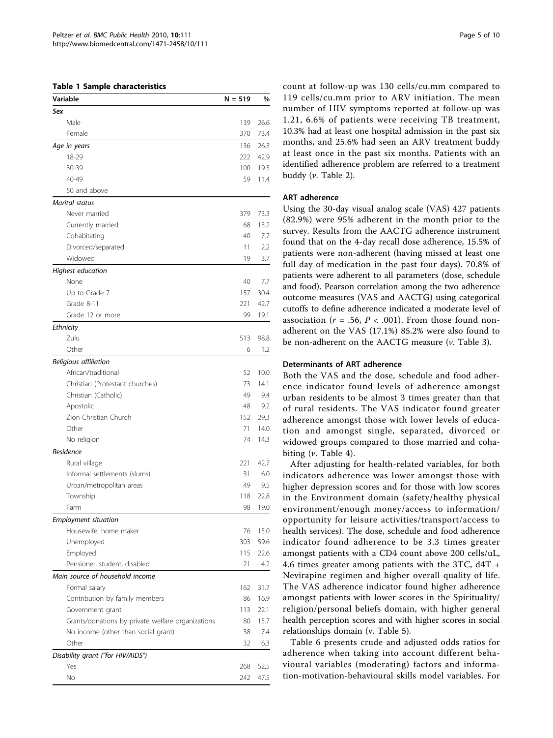**Table 1 Sample characteristics**

| Variable | N = 519 | % |
|---|---|---|
| *Sex* | | |
| Male | 139 | 26.6 |
| Female | 370 | 73.4 |
| *Age in years* | 136 | 26.3 |
| 18-29 | 222 | 42.9 |
| 30-39 | 100 | 19.3 |
| 40-49 | 59 | 11.4 |
| 50 and above | | |
| *Marital status* | | |
| Never married | 379 | 73.3 |
| Currently married | 68 | 13.2 |
| Cohabitating | 40 | 7.7 |
| Divorced/separated | 11 | 2.2 |
| Widowed | 19 | 3.7 |
| *Highest education* | | |
| None | 40 | 7.7 |
| Up to Grade 7 | 157 | 30.4 |
| Grade 8-11 | 221 | 42.7 |
| Grade 12 or more | 99 | 19.1 |
| *Ethnicity* | | |
| Zulu | 513 | 98.8 |
| Other | 6 | 1.2 |
| *Religious affiliation* | | |
| African/traditional | 52 | 10.0 |
| Christian (Protestant churches) | 73 | 14.1 |
| Christian (Catholic) | 49 | 9.4 |
| Apostolic | 48 | 9.2 |
| Zion Christian Church | 152 | 29.3 |
| Other | 71 | 14.0 |
| No religion | 74 | 14.3 |
| *Residence* | | |
| Rural village | 221 | 42.7 |
| Informal settlements (slums) | 31 | 6.0 |
| Urban/metropolitan areas | 49 | 9.5 |
| Township | 118 | 22.8 |
| Farm | 98 | 19.0 |
| *Employment situation* | | |
| Housewife, home maker | 76 | 15.0 |
| Unemployed | 303 | 59.6 |
| Employed | 115 | 22.6 |
| Pensioner, student, disabled | 21 | 4.2 |
| *Main source of household income* | | |
| Formal salary | 162 | 31.7 |
| Contribution by family members | 86 | 16.9 |
| Government grant | 113 | 22.1 |
| Grants/donations by private welfare organizations | 80 | 15.7 |
| No income (other than social grant) | 38 | 7.4 |
| Other | 32 | 6.3 |
| *Disability grant ("for HIV/AIDS")* | | |
| Yes | 268 | 52.5 |
| No | 242 | 47.5 |

count at follow-up was 130 cells/cu.mm compared to 119 cells/cu.mm prior to ARV initiation. The mean number of HIV symptoms reported at follow-up was 1.21, 6.6% of patients were receiving TB treatment, 10.3% had at least one hospital admission in the past six months, and 25.6% had seen an ARV treatment buddy at least once in the past six months. Patients with an identified adherence problem are referred to a treatment buddy (*v.* Table 2).

### ART adherence

Using the 30-day visual analog scale (VAS) 427 patients (82.9%) were 95% adherent in the month prior to the survey. Results from the AACTG adherence instrument found that on the 4-day recall dose adherence, 15.5% of patients were non-adherent (having missed at least one full day of medication in the past four days). 70.8% of patients were adherent to all parameters (dose, schedule and food). Pearson correlation among the two adherence outcome measures (VAS and AACTG) using categorical cutoffs to define adherence indicated a moderate level of association ($r = .56$, $P < .001$). From those found non-adherent on the VAS (17.1%) 85.2% were also found to be non-adherent on the AACTG measure (*v.* Table 3).

### Determinants of ART adherence

Both the VAS and the dose, schedule and food adherence indicator found levels of adherence amongst urban residents to be almost 3 times greater than that of rural residents. The VAS indicator found greater adherence amongst those with lower levels of education and amongst single, separated, divorced or widowed groups compared to those married and cohabiting (*v.* Table 4).

After adjusting for health-related variables, for both indicators adherence was lower amongst those with higher depression scores and for those with low scores in the Environment domain (safety/healthy physical environment/enough money/access to information/opportunity for leisure activities/transport/access to health services). The dose, schedule and food adherence indicator found adherence to be 3.3 times greater amongst patients with a CD4 count above 200 cells/uL, 4.6 times greater among patients with the 3TC, d4T + Nevirapine regimen and higher overall quality of life. The VAS adherence indicator found higher adherence amongst patients with lower scores in the Spirituality/religion/personal beliefs domain, with higher general health perception scores and with higher scores in social relationships domain (v. Table 5).

Table 6 presents crude and adjusted odds ratios for adherence when taking into account different behavioural variables (moderating) factors and information-motivation-behavioural skills model variables. For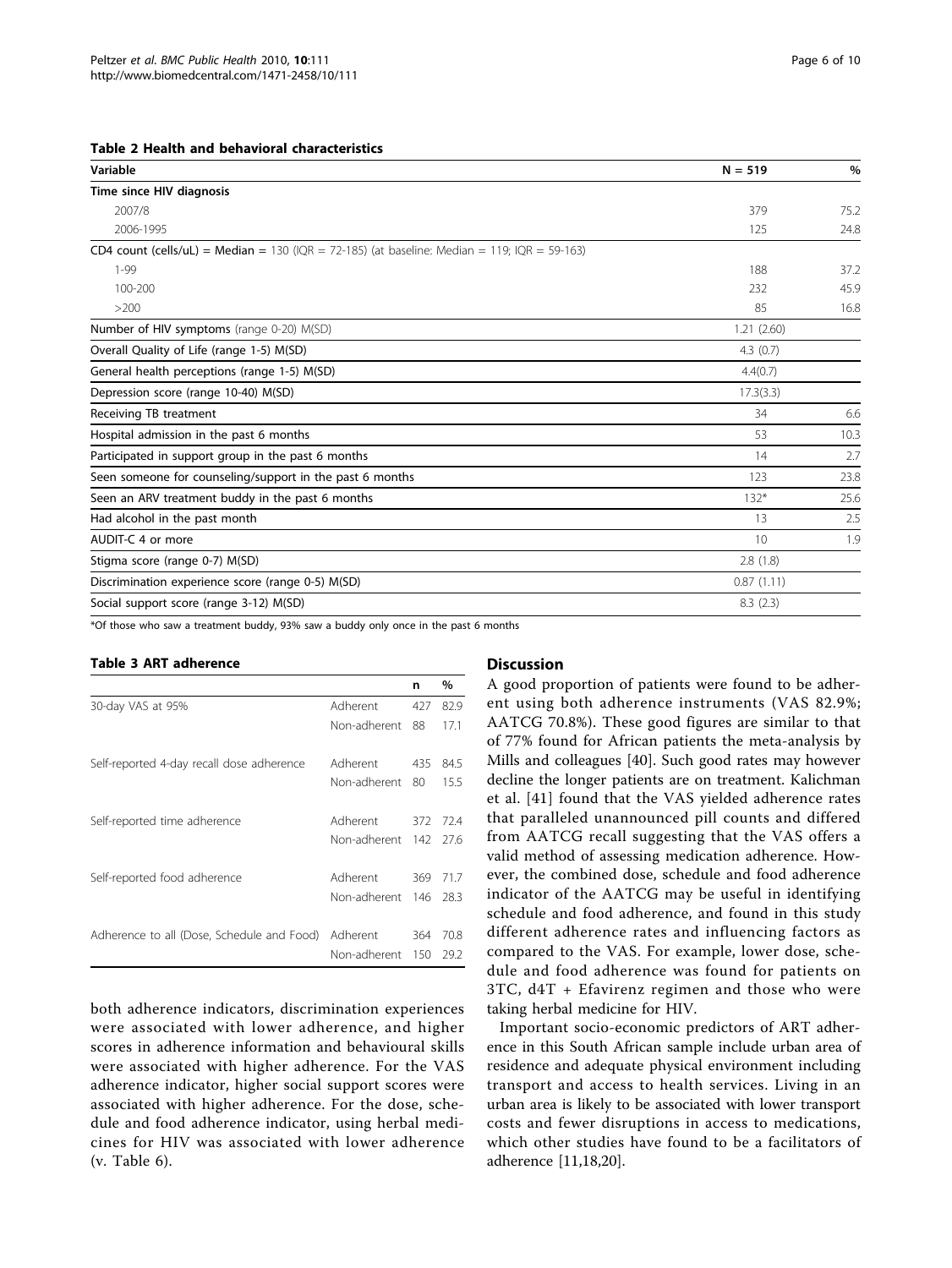**Table 2 Health and behavioral characteristics**

| Variable | N = 519 | % |
|---|---|---|
| **Time since HIV diagnosis** | | |
| 2007/8 | 379 | 75.2 |
| 2006-1995 | 125 | 24.8 |
| **CD4 count (cells/uL) = Median** = 130 (IQR = 72-185) (at baseline: Median = 119; IQR = 59-163) | | |
| 1-99 | 188 | 37.2 |
| 100-200 | 232 | 45.9 |
| >200 | 85 | 16.8 |
| **Number of HIV symptoms** (range 0-20) M(SD) | 1.21 (2.60) | |
| Overall Quality of Life (range 1-5) M(SD) | 4.3 (0.7) | |
| General health perceptions (range 1-5) M(SD) | 4.4(0.7) | |
| Depression score (range 10-40) M(SD) | 17.3(3.3) | |
| Receiving TB treatment | 34 | 6.6 |
| Hospital admission in the past 6 months | 53 | 10.3 |
| Participated in support group in the past 6 months | 14 | 2.7 |
| Seen someone for counseling/support in the past 6 months | 123 | 23.8 |
| Seen an ARV treatment buddy in the past 6 months | 132* | 25.6 |
| Had alcohol in the past month | 13 | 2.5 |
| AUDIT-C 4 or more | 10 | 1.9 |
| Stigma score (range 0-7) M(SD) | 2.8 (1.8) | |
| Discrimination experience score (range 0-5) M(SD) | 0.87 (1.11) | |
| Social support score (range 3-12) M(SD) | 8.3 (2.3) | |

*Of those who saw a treatment buddy, 93% saw a buddy only once in the past 6 months

**Table 3 ART adherence**

| | | n | % |
|---|---|---|---|
| 30-day VAS at 95% | Adherent | 427 | 82.9 |
| | Non-adherent | 88 | 17.1 |
| Self-reported 4-day recall dose adherence | Adherent | 435 | 84.5 |
| | Non-adherent | 80 | 15.5 |
| Self-reported time adherence | Adherent | 372 | 72.4 |
| | Non-adherent | 142 | 27.6 |
| Self-reported food adherence | Adherent | 369 | 71.7 |
| | Non-adherent | 146 | 28.3 |
| Adherence to all (Dose, Schedule and Food) | Adherent | 364 | 70.8 |
| | Non-adherent | 150 | 29.2 |

both adherence indicators, discrimination experiences were associated with lower adherence, and higher scores in adherence information and behavioural skills were associated with higher adherence. For the VAS adherence indicator, higher social support scores were associated with higher adherence. For the dose, schedule and food adherence indicator, using herbal medicines for HIV was associated with lower adherence (v. Table 6).

## Discussion

A good proportion of patients were found to be adherent using both adherence instruments (VAS 82.9%; AATCG 70.8%). These good figures are similar to that of 77% found for African patients the meta-analysis by Mills and colleagues [40]. Such good rates may however decline the longer patients are on treatment. Kalichman et al. [41] found that the VAS yielded adherence rates that paralleled unannounced pill counts and differed from AATCG recall suggesting that the VAS offers a valid method of assessing medication adherence. However, the combined dose, schedule and food adherence indicator of the AATCG may be useful in identifying schedule and food adherence, and found in this study different adherence rates and influencing factors as compared to the VAS. For example, lower dose, schedule and food adherence was found for patients on 3TC, d4T + Efavirenz regimen and those who were taking herbal medicine for HIV.

Important socio-economic predictors of ART adherence in this South African sample include urban area of residence and adequate physical environment including transport and access to health services. Living in an urban area is likely to be associated with lower transport costs and fewer disruptions in access to medications, which other studies have found to be a facilitators of adherence [11,18,20].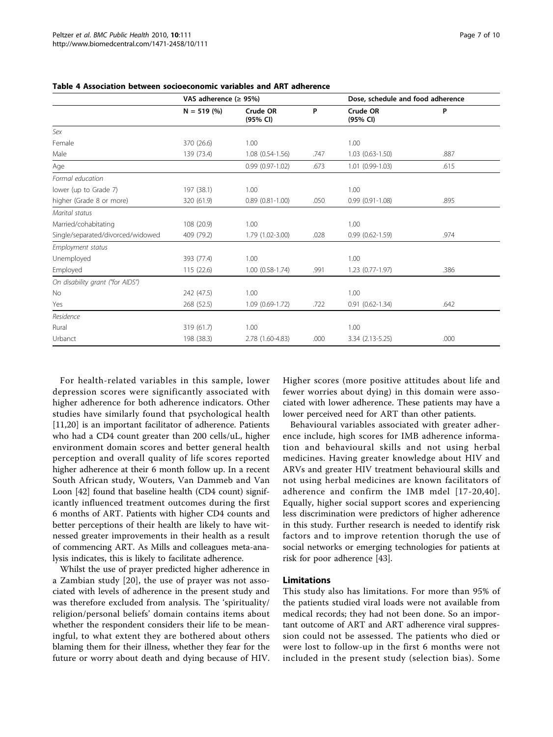**Table 4 Association between socioeconomic variables and ART adherence**

| | VAS adherence (≥ 95%) | | | Dose, schedule and food adherence | |
|---|---|---|---|---|---|
| | N = 519 (%) | Crude OR (95% CI) | P | Crude OR (95% CI) | P |
| *Sex* | | | | | |
| Female | 370 (26.6) | 1.00 | | 1.00 | |
| Male | 139 (73.4) | 1.08 (0.54-1.56) | .747 | 1.03 (0.63-1.50) | .887 |
| Age | | 0.99 (0.97-1.02) | .673 | 1.01 (0.99-1.03) | .615 |
| *Formal education* | | | | | |
| lower (up to Grade 7) | 197 (38.1) | 1.00 | | 1.00 | |
| higher (Grade 8 or more) | 320 (61.9) | 0.89 (0.81-1.00) | .050 | 0.99 (0.91-1.08) | .895 |
| *Marital status* | | | | | |
| Married/cohabitating | 108 (20.9) | 1.00 | | 1.00 | |
| Single/separated/divorced/widowed | 409 (79.2) | 1.79 (1.02-3.00) | .028 | 0.99 (0.62-1.59) | .974 |
| *Employment status* | | | | | |
| Unemployed | 393 (77.4) | 1.00 | | 1.00 | |
| Employed | 115 (22.6) | 1.00 (0.58-1.74) | .991 | 1.23 (0.77-1.97) | .386 |
| *On disability grant ("for AIDS")* | | | | | |
| No | 242 (47.5) | 1.00 | | 1.00 | |
| Yes | 268 (52.5) | 1.09 (0.69-1.72) | .722 | 0.91 (0.62-1.34) | .642 |
| *Residence* | | | | | |
| Rural | 319 (61.7) | 1.00 | | 1.00 | |
| Urbanct | 198 (38.3) | 2.78 (1.60-4.83) | .000 | 3.34 (2.13-5.25) | .000 |

For health-related variables in this sample, lower depression scores were significantly associated with higher adherence for both adherence indicators. Other studies have similarly found that psychological health [11,20] is an important facilitator of adherence. Patients who had a CD4 count greater than 200 cells/uL, higher environment domain scores and better general health perception and overall quality of life scores reported higher adherence at their 6 month follow up. In a recent South African study, Wouters, Van Dammeb and Van Loon [42] found that baseline health (CD4 count) significantly influenced treatment outcomes during the first 6 months of ART. Patients with higher CD4 counts and better perceptions of their health are likely to have witnessed greater improvements in their health as a result of commencing ART. As Mills and colleagues meta-analysis indicates, this is likely to facilitate adherence.

Whilst the use of prayer predicted higher adherence in a Zambian study [20], the use of prayer was not associated with levels of adherence in the present study and was therefore excluded from analysis. The 'spirituality/religion/personal beliefs' domain contains items about whether the respondent considers their life to be meaningful, to what extent they are bothered about others blaming them for their illness, whether they fear for the future or worry about death and dying because of HIV. Higher scores (more positive attitudes about life and fewer worries about dying) in this domain were associated with lower adherence. These patients may have a lower perceived need for ART than other patients.

Behavioural variables associated with greater adherence include, high scores for IMB adherence information and behavioural skills and not using herbal medicines. Having greater knowledge about HIV and ARVs and greater HIV treatment behavioural skills and not using herbal medicines are known facilitators of adherence and confirm the IMB mdel [17-20,40]. Equally, higher social support scores and experiencing less discrimination were predictors of higher adherence in this study. Further research is needed to identify risk factors and to improve retention thorugh the use of social networks or emerging technologies for patients at risk for poor adherence [43].

## Limitations

This study also has limitations. For more than 95% of the patients studied viral loads were not available from medical records; they had not been done. So an important outcome of ART and ART adherence viral suppression could not be assessed. The patients who died or were lost to follow-up in the first 6 months were not included in the present study (selection bias). Some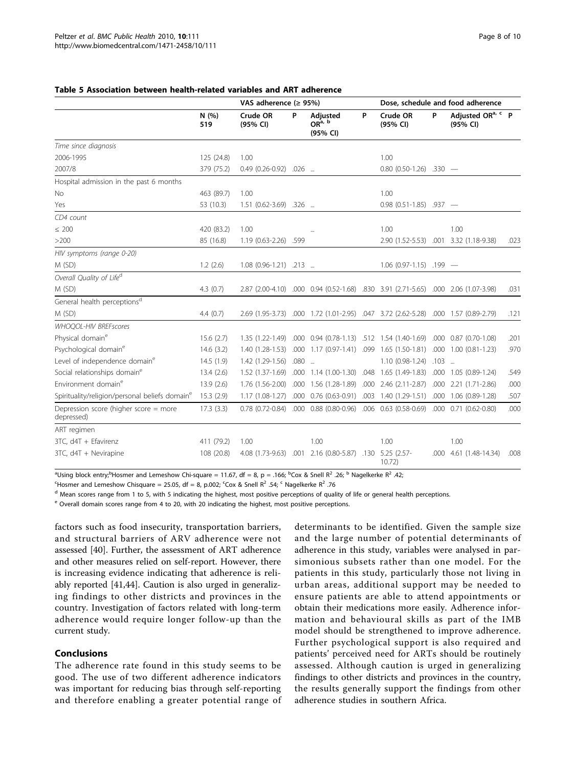**Table 5 Association between health-related variables and ART adherence**

| | | VAS adherence (≥ 95%) | | | | Dose, schedule and food adherence | | | |
|---|---|---|---|---|---|---|---|---|---|
| | N (%) 519 | Crude OR (95% CI) | P | Adjusted OR[a, b] (95% CI) | P | Crude OR (95% CI) | P | Adjusted OR[a, c] (95% CI) | P |
| *Time since diagnosis* | | | | | | | | | |
| 2006-1995 | 125 (24.8) | 1.00 | | | | 1.00 | | | |
| 2007/8 | 379 (75.2) | 0.49 (0.26-0.92) | .026 | ... | | 0.80 (0.50-1.26) | .330 | — | |
| Hospital admission in the past 6 months | | | | | | | | | |
| No | 463 (89.7) | 1.00 | | | | 1.00 | | | |
| Yes | 53 (10.3) | 1.51 (0.62-3.69) | .326 | ... | | 0.98 (0.51-1.85) | .937 | — | |
| *CD4 count* | | | | | | | | | |
| ≤ 200 | 420 (83.2) | 1.00 | | ... | | 1.00 | | 1.00 | |
| >200 | 85 (16.8) | 1.19 (0.63-2.26) | .599 | | | 2.90 (1.52-5.53) | .001 | 3.32 (1.18-9.38) | .023 |
| *HIV symptoms (range 0-20)* | | | | | | | | | |
| M (SD) | 1.2 (2.6) | 1.08 (0.96-1.21) | .213 | ... | | 1.06 (0.97-1.15) | .199 | — | |
| *Overall Quality of Life[d]* | | | | | | | | | |
| M (SD) | 4.3 (0.7) | 2.87 (2.00-4.10) | .000 | 0.94 (0.52-1.68) | .830 | 3.91 (2.71-5.65) | .000 | 2.06 (1.07-3.98) | .031 |
| General health perceptions[d] | | | | | | | | | |
| M (SD) | 4.4 (0.7) | 2.69 (1.95-3.73) | .000 | 1.72 (1.01-2.95) | .047 | 3.72 (2.62-5.28) | .000 | 1.57 (0.89-2.79) | .121 |
| *WHOQOL-HIV BREFscores* | | | | | | | | | |
| Physical domain[e] | 15.6 (2.7) | 1.35 (1.22-1.49) | .000 | 0.94 (0.78-1.13) | .512 | 1.54 (1.40-1.69) | .000 | 0.87 (0.70-1.08) | .201 |
| Psychological domain[e] | 14.6 (3.2) | 1.40 (1.28-1.53) | .000 | 1.17 (0.97-1.41) | .099 | 1.65 (1.50-1.81) | .000 | 1.00 (0.81-1.23) | .970 |
| Level of independence domain[e] | 14.5 (1.9) | 1.42 (1.29-1.56) | .080 | ... | | 1.10 (0.98-1.24) | .103 | ... | |
| Social relationships domain[e] | 13.4 (2.6) | 1.52 (1.37-1.69) | .000 | 1.14 (1.00-1.30) | .048 | 1.65 (1.49-1.83) | .000 | 1.05 (0.89-1.24) | .549 |
| Environment domain[e] | 13.9 (2.6) | 1.76 (1.56-2.00) | .000 | 1.56 (1.28-1.89) | .000 | 2.46 (2.11-2.87) | .000 | 2.21 (1.71-2.86) | .000 |
| Spirituality/religion/personal beliefs domain[e] | 15.3 (2.9) | 1.17 (1.08-1.27) | .000 | 0.76 (0.63-0.91) | .003 | 1.40 (1.29-1.51) | .000 | 1.06 (0.89-1.28) | .507 |
| Depression score (higher score = more depressed) | 17.3 (3.3) | 0.78 (0.72-0.84) | .000 | 0.88 (0.80-0.96) | .006 | 0.63 (0.58-0.69) | .000 | 0.71 (0.62-0.80) | .000 |
| ART regimen | | | | | | | | | |
| 3TC, d4T + Efavirenz | 411 (79.2) | 1.00 | | 1.00 | | 1.00 | | 1.00 | |
| 3TC, d4T + Nevirapine | 108 (20.8) | 4.08 (1.73-9.63) | .001 | 2.16 (0.80-5.87) | .130 | 5.25 (2.57-10.72) | .000 | 4.61 (1.48-14.34) | .008 |

[a]Using block entry;[b]Hosmer and Lemeshow Chi-square = 11.67, df = 8, p = .166; [b]Cox & Snell $R^2$ .26; [b] Nagelkerke $R^2$ .42;

[c]Hosmer and Lemeshow Chisquare = 25.05, df = 8, p.002; [c]Cox & Snell $R^2$ .54; [c] Nagelkerke $R^2$ .76

[d] Mean scores range from 1 to 5, with 5 indicating the highest, most positive perceptions of quality of life or general health perceptions.

[e] Overall domain scores range from 4 to 20, with 20 indicating the highest, most positive perceptions.

factors such as food insecurity, transportation barriers, and structural barriers of ARV adherence were not assessed [40]. Further, the assessment of ART adherence and other measures relied on self-report. However, there is increasing evidence indicating that adherence is reliably reported [41,44]. Caution is also urged in generalizing findings to other districts and provinces in the country. Investigation of factors related with long-term adherence would require longer follow-up than the current study.

## Conclusions

The adherence rate found in this study seems to be good. The use of two different adherence indicators was important for reducing bias through self-reporting and therefore enabling a greater potential range of determinants to be identified. Given the sample size and the large number of potential determinants of adherence in this study, variables were analysed in parsimonious subsets rather than one model. For the patients in this study, particularly those not living in urban areas, additional support may be needed to ensure patients are able to attend appointments or obtain their medications more easily. Adherence information and behavioural skills as part of the IMB model should be strengthened to improve adherence. Further psychological support is also required and patients' perceived need for ARTs should be routinely assessed. Although caution is urged in generalizing findings to other districts and provinces in the country, the results generally support the findings from other adherence studies in southern Africa.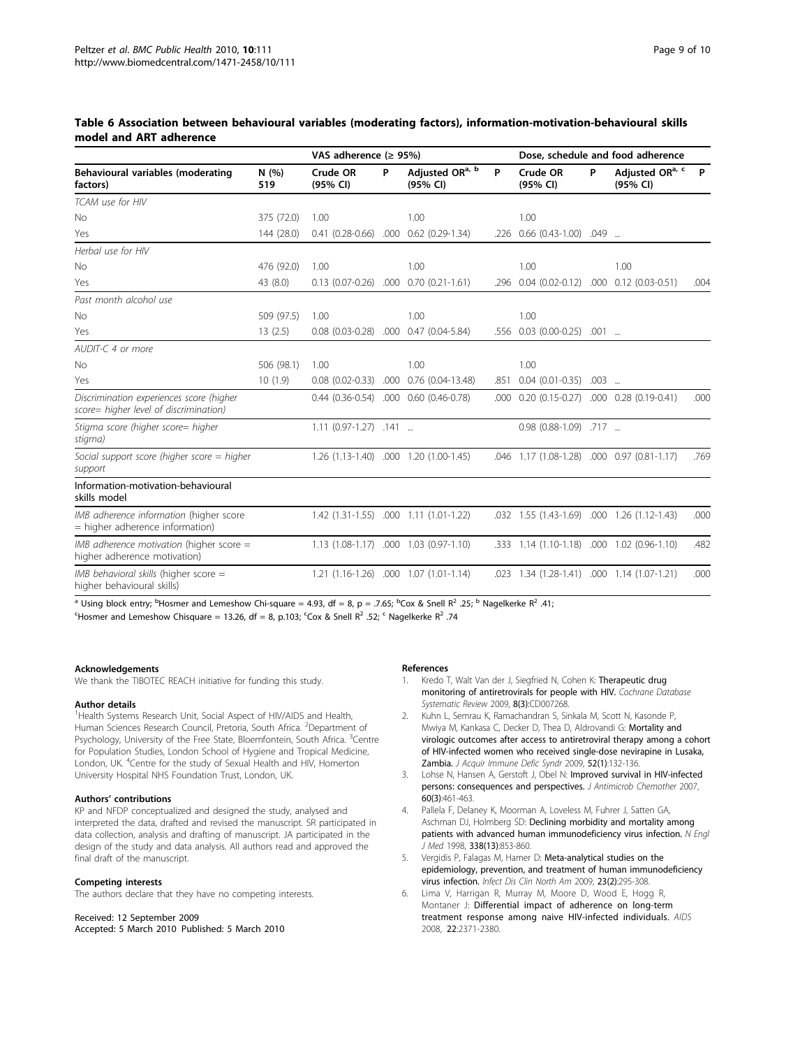**Table 6 Association between behavioural variables (moderating factors), information-motivation-behavioural skills model and ART adherence**

| | | VAS adherence (≥ 95%) | | | | Dose, schedule and food adherence | | | |
|---|---|---|---|---|---|---|---|---|---|
| Behavioural variables (moderating factors) | N (%) 519 | Crude OR (95% CI) | P | Adjusted OR[a, b] (95% CI) | P | Crude OR (95% CI) | P | Adjusted OR[a, c] (95% CI) | P |
| *TCAM use for HIV* | | | | | | | | | |
| No | 375 (72.0) | 1.00 | | 1.00 | | 1.00 | | | |
| Yes | 144 (28.0) | 0.41 (0.28-0.66) | .000 | 0.62 (0.29-1.34) | .226 | 0.66 (0.43-1.00) | .049 | ... | |
| *Herbal use for HIV* | | | | | | | | | |
| No | 476 (92.0) | 1.00 | | 1.00 | | 1.00 | | 1.00 | |
| Yes | 43 (8.0) | 0.13 (0.07-0.26) | .000 | 0.70 (0.21-1.61) | .296 | 0.04 (0.02-0.12) | .000 | 0.12 (0.03-0.51) | .004 |
| *Past month alcohol use* | | | | | | | | | |
| No | 509 (97.5) | 1.00 | | 1.00 | | 1.00 | | | |
| Yes | 13 (2.5) | 0.08 (0.03-0.28) | .000 | 0.47 (0.04-5.84) | .556 | 0.03 (0.00-0.25) | .001 | ... | |
| *AUDIT-C 4 or more* | | | | | | | | | |
| No | 506 (98.1) | 1.00 | | 1.00 | | 1.00 | | | |
| Yes | 10 (1.9) | 0.08 (0.02-0.33) | .000 | 0.76 (0.04-13.48) | .851 | 0.04 (0.01-0.35) | .003 | ... | |
| *Discrimination experiences score (higher score= higher level of discrimination)* | | 0.44 (0.36-0.54) | .000 | 0.60 (0.46-0.78) | .000 | 0.20 (0.15-0.27) | .000 | 0.28 (0.19-0.41) | .000 |
| *Stigma score (higher score= higher stigma)* | | 1.11 (0.97-1.27) | .141 | ... | | 0.98 (0.88-1.09) | .717 | ... | |
| *Social support score (higher score = higher support* | | 1.26 (1.13-1.40) | .000 | 1.20 (1.00-1.45) | .046 | 1.17 (1.08-1.28) | .000 | 0.97 (0.81-1.17) | .769 |
| Information-motivation-behavioural skills model | | | | | | | | | |
| *IMB adherence information* (higher score = higher adherence information) | | 1.42 (1.31-1.55) | .000 | 1.11 (1.01-1.22) | .032 | 1.55 (1.43-1.69) | .000 | 1.26 (1.12-1.43) | .000 |
| *IMB adherence motivation* (higher score = higher adherence motivation) | | 1.13 (1.08-1.17) | .000 | 1.03 (0.97-1.10) | .333 | 1.14 (1.10-1.18) | .000 | 1.02 (0.96-1.10) | .482 |
| *IMB behavioral skills* (higher score = higher behavioural skills) | | 1.21 (1.16-1.26) | .000 | 1.07 (1.01-1.14) | .023 | 1.34 (1.28-1.41) | .000 | 1.14 (1.07-1.21) | .000 |

[a] Using block entry; [b]Hosmer and Lemeshow Chi-square = 4.93, df = 8, p = .7.65; [b]Cox & Snell $R^2$ .25; [b] Nagelkerke $R^2$ .41;
[c]Hosmer and Lemeshow Chisquare = 13.26, df = 8, p.103; [c]Cox & Snell $R^2$ .52; [c] Nagelkerke $R^2$ .74

#### Acknowledgements

We thank the TIBOTEC REACH initiative for funding this study.

#### Author details

[1]Health Systems Research Unit, Social Aspect of HIV/AIDS and Health, Human Sciences Research Council, Pretoria, South Africa. [2]Department of Psychology, University of the Free State, Bloemfontein, South Africa. [3]Centre for Population Studies, London School of Hygiene and Tropical Medicine, London, UK. [4]Centre for the study of Sexual Health and HIV, Homerton University Hospital NHS Foundation Trust, London, UK.

#### Authors' contributions

KP and NFDP conceptualized and designed the study, analysed and interpreted the data, drafted and revised the manuscript. SR participated in data collection, analysis and drafting of manuscript. JA participated in the design of the study and data analysis. All authors read and approved the final draft of the manuscript.

#### Competing interests

The authors declare that they have no competing interests.

Received: 12 September 2009
Accepted: 5 March 2010 Published: 5 March 2010

#### References

1. Kredo T, Walt Van der J, Siegfried N, Cohen K: **Therapeutic drug monitoring of antiretrovirals for people with HIV.** *Cochrane Database Systematic Review* 2009, **8(3)**:CD007268.
2. Kuhn L, Semrau K, Ramachandran S, Sinkala M, Scott N, Kasonde P, Mwiya M, Kankasa C, Decker D, Thea D, Aldrovandi G: **Mortality and virologic outcomes after access to antiretroviral therapy among a cohort of HIV-infected women who received single-dose nevirapine in Lusaka, Zambia.** *J Acquir Immune Defic Syndr* 2009, **52(1)**:132-136.
3. Lohse N, Hansen A, Gerstoft J, Obel N: **Improved survival in HIV-infected persons: consequences and perspectives.** *J Antimicrob Chemother* 2007, **60(3)**:461-463.
4. Pallela F, Delaney K, Moorman A, Loveless M, Fuhrer J, Satten GA, Aschman DJ, Holmberg SD: **Declining morbidity and mortality among patients with advanced human immunodeficiency virus infection.** *N Engl J Med* 1998, **338(13)**:853-860.
5. Vergidis P, Falagas M, Hamer D: **Meta-analytical studies on the epidemiology, prevention, and treatment of human immunodeficiency virus infection.** *Infect Dis Clin North Am* 2009, **23(2)**:295-308.
6. Lima V, Harrigan R, Murray M, Moore D, Wood E, Hogg R, Montaner J: **Differential impact of adherence on long-term treatment response among naive HIV-infected individuals.** *AIDS* 2008, **22**:2371-2380.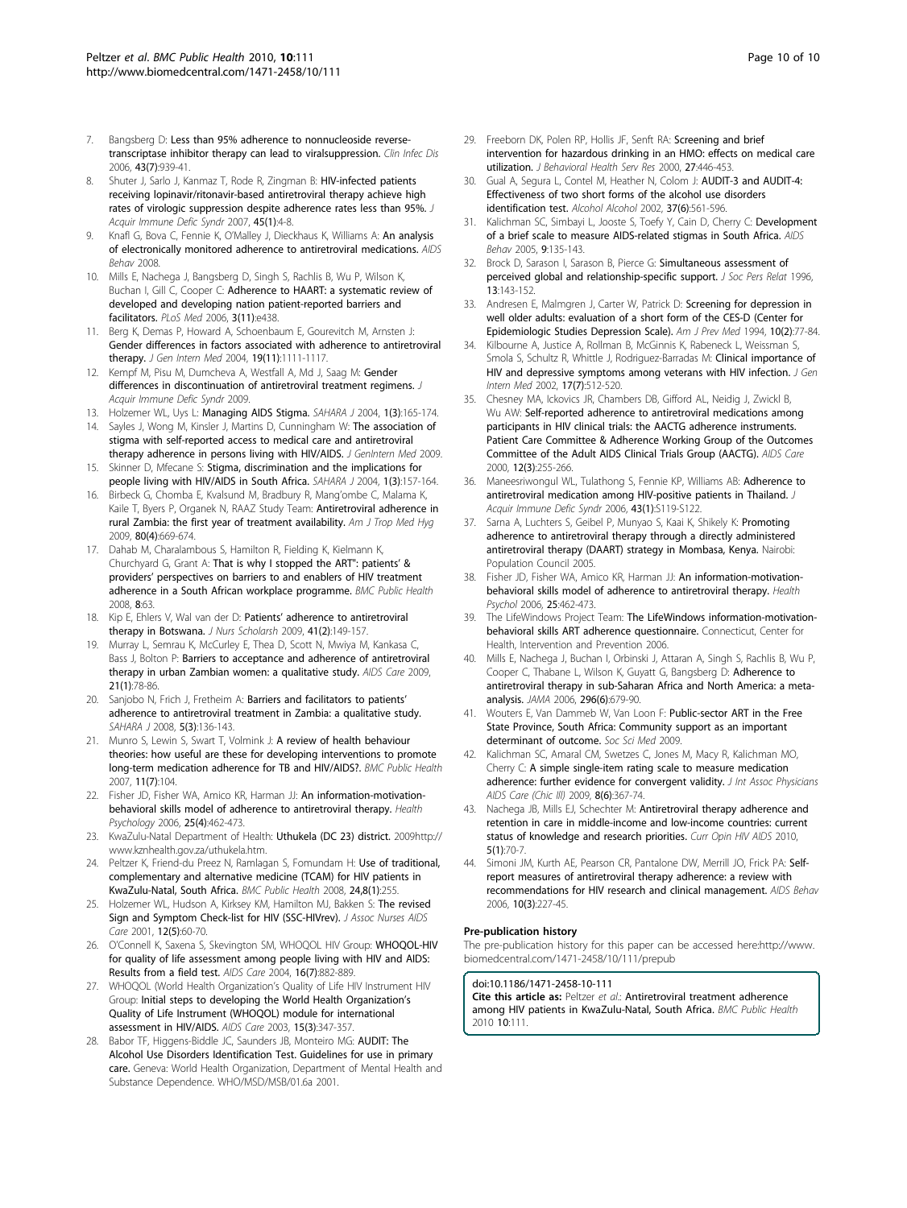7. Bangsberg D: **Less than 95% adherence to nonnucleoside reverse-transcriptase inhibitor therapy can lead to viralsuppression.** *Clin Infec Dis* 2006, **43(7)**:939-41.
8. Shuter J, Sarlo J, Kanmaz T, Rode R, Zingman B: **HIV-infected patients receiving lopinavir/ritonavir-based antiretroviral therapy achieve high rates of virologic suppression despite adherence rates less than 95%.** *J Acquir Immune Defic Syndr* 2007, **45(1)**:4-8.
9. Knafl G, Bova C, Fennie K, O'Malley J, Dieckhaus K, Williams A: **An analysis of electronically monitored adherence to antiretroviral medications.** *AIDS Behav* 2008.
10. Mills E, Nachega J, Bangsberg D, Singh S, Rachlis B, Wu P, Wilson K, Buchan I, Gill C, Cooper C: **Adherence to HAART: a systematic review of developed and developing nation patient-reported barriers and facilitators.** *PLoS Med* 2006, **3(11)**:e438.
11. Berg K, Demas P, Howard A, Schoenbaum E, Gourevitch M, Arnsten J: **Gender differences in factors associated with adherence to antiretroviral therapy.** *J Gen Intern Med* 2004, **19(11)**:1111-1117.
12. Kempf M, Pisu M, Dumcheva A, Westfall A, Md J, Saag M: **Gender differences in discontinuation of antiretroviral treatment regimens.** *J Acquir Immune Defic Syndr* 2009.
13. Holzemer WL, Uys L: **Managing AIDS Stigma.** *SAHARA J* 2004, **1(3)**:165-174.
14. Sayles J, Wong M, Kinsler J, Martins D, Cunningham W: **The association of stigma with self-reported access to medical care and antiretroviral therapy adherence in persons living with HIV/AIDS.** *J GenIntern Med* 2009.
15. Skinner D, Mfecane S: **Stigma, discrimination and the implications for people living with HIV/AIDS in South Africa.** *SAHARA J* 2004, **1(3)**:157-164.
16. Birbeck G, Chomba E, Kvalsund M, Bradbury R, Mang'ombe C, Malama K, Kaile T, Byers P, Organek N, RAAZ Study Team: **Antiretroviral adherence in rural Zambia: the first year of treatment availability.** *Am J Trop Med Hyg* 2009, **80(4)**:669-674.
17. Dahab M, Charalambous S, Hamilton R, Fielding K, Kielmann K, Churchyard G, Grant A: **That is why I stopped the ART": patients' & providers' perspectives on barriers to and enablers of HIV treatment adherence in a South African workplace programme.** *BMC Public Health* 2008, **8**:63.
18. Kip E, Ehlers V, Wal van der D: **Patients' adherence to antiretroviral therapy in Botswana.** *J Nurs Scholarsh* 2009, **41(2)**:149-157.
19. Murray L, Semrau K, McCurley E, Thea D, Scott N, Mwiya M, Kankasa C, Bass J, Bolton P: **Barriers to acceptance and adherence of antiretroviral therapy in urban Zambian women: a qualitative study.** *AIDS Care* 2009, **21(1)**:78-86.
20. Sanjobo N, Frich J, Fretheim A: **Barriers and facilitators to patients' adherence to antiretroviral treatment in Zambia: a qualitative study.** *SAHARA J* 2008, **5(3)**:136-143.
21. Munro S, Lewin S, Swart T, Volmink J: **A review of health behaviour theories: how useful are these for developing interventions to promote long-term medication adherence for TB and HIV/AIDS?.** *BMC Public Health* 2007, **11(7)**:104.
22. Fisher JD, Fisher WA, Amico KR, Harman JJ: **An information-motivation-behavioral skills model of adherence to antiretroviral therapy.** *Health Psychology* 2006, **25(4)**:462-473.
23. KwaZulu-Natal Department of Health: **Uthukela (DC 23) district.** 2009http://www.kznhealth.gov.za/uthukela.htm.
24. Peltzer K, Friend-du Preez N, Ramlagan S, Fomundam H: **Use of traditional, complementary and alternative medicine (TCAM) for HIV patients in KwaZulu-Natal, South Africa.** *BMC Public Health* 2008, **24,8(1)**:255.
25. Holzemer WL, Hudson A, Kirksey KM, Hamilton MJ, Bakken S: **The revised Sign and Symptom Check-list for HIV (SSC-HIVrev).** *J Assoc Nurses AIDS Care* 2001, **12(5)**:60-70.
26. O'Connell K, Saxena S, Skevington SM, WHOQOL HIV Group: **WHOQOL-HIV for quality of life assessment among people living with HIV and AIDS: Results from a field test.** *AIDS Care* 2004, **16(7)**:882-889.
27. WHOQOL (World Health Organization's Quality of Life HIV Instrument HIV Group: **Initial steps to developing the World Health Organization's Quality of Life Instrument (WHOQOL) module for international assessment in HIV/AIDS.** *AIDS Care* 2003, **15(3)**:347-357.
28. Babor TF, Higgens-Biddle JC, Saunders JB, Monteiro MG: **AUDIT: The Alcohol Use Disorders Identification Test. Guidelines for use in primary care.** Geneva: World Health Organization, Department of Mental Health and Substance Dependence. WHO/MSD/MSB/01.6a 2001.
29. Freeborn DK, Polen RP, Hollis JF, Senft RA: **Screening and brief intervention for hazardous drinking in an HMO: effects on medical care utilization.** *J Behavioral Health Serv Res* 2000, **27**:446-453.
30. Gual A, Segura L, Contel M, Heather N, Colom J: **AUDIT-3 and AUDIT-4: Effectiveness of two short forms of the alcohol use disorders identification test.** *Alcohol Alcohol* 2002, **37(6)**:561-596.
31. Kalichman SC, Simbayi L, Jooste S, Toefy Y, Cain D, Cherry C: **Development of a brief scale to measure AIDS-related stigmas in South Africa.** *AIDS Behav* 2005, **9**:135-143.
32. Brock D, Sarason I, Sarason B, Pierce G: **Simultaneous assessment of perceived global and relationship-specific support.** *J Soc Pers Relat* 1996, **13**:143-152.
33. Andresen E, Malmgren J, Carter W, Patrick D: **Screening for depression in well older adults: evaluation of a short form of the CES-D (Center for Epidemiologic Studies Depression Scale).** *Am J Prev Med* 1994, **10(2)**:77-84.
34. Kilbourne A, Justice A, Rollman B, McGinnis K, Rabeneck L, Weissman S, Smola S, Schultz R, Whittle J, Rodriguez-Barradas M: **Clinical importance of HIV and depressive symptoms among veterans with HIV infection.** *J Gen Intern Med* 2002, **17(7)**:512-520.
35. Chesney MA, Ickovics JR, Chambers DB, Gifford AL, Neidig J, Zwickl B, Wu AW: **Self-reported adherence to antiretroviral medications among participants in HIV clinical trials: the AACTG adherence instruments. Patient Care Committee & Adherence Working Group of the Outcomes Committee of the Adult AIDS Clinical Trials Group (AACTG).** *AIDS Care* 2000, **12(3)**:255-266.
36. Maneesriwongul WL, Tulathong S, Fennie KP, Williams AB: **Adherence to antiretroviral medication among HIV-positive patients in Thailand.** *J Acquir Immune Defic Syndr* 2006, **43(1)**:S119-S122.
37. Sarna A, Luchters S, Geibel P, Munyao S, Kaai K, Shikely K: **Promoting adherence to antiretroviral therapy through a directly administered antiretroviral therapy (DAART) strategy in Mombasa, Kenya.** Nairobi: Population Council 2005.
38. Fisher JD, Fisher WA, Amico KR, Harman JJ: **An information-motivation-behavioral skills model of adherence to antiretroviral therapy.** *Health Psychol* 2006, **25**:462-473.
39. The LifeWindows Project Team: **The LifeWindows information-motivation-behavioral skills ART adherence questionnaire.** Connecticut, Center for Health, Intervention and Prevention 2006.
40. Mills E, Nachega J, Buchan I, Orbinski J, Attaran A, Singh S, Rachlis B, Wu P, Cooper C, Thabane L, Wilson K, Guyatt G, Bangsberg D: **Adherence to antiretroviral therapy in sub-Saharan Africa and North America: a meta-analysis.** *JAMA* 2006, **296(6)**:679-90.
41. Wouters E, Van Dammeb W, Van Loon F: **Public-sector ART in the Free State Province, South Africa: Community support as an important determinant of outcome.** *Soc Sci Med* 2009.
42. Kalichman SC, Amaral CM, Swetzes C, Jones M, Macy R, Kalichman MO, Cherry C: **A simple single-item rating scale to measure medication adherence: further evidence for convergent validity.** *J Int Assoc Physicians AIDS Care (Chic Ill)* 2009, **8(6)**:367-74.
43. Nachega JB, Mills EJ, Schechter M: **Antiretroviral therapy adherence and retention in care in middle-income and low-income countries: current status of knowledge and research priorities.** *Curr Opin HIV AIDS* 2010, **5(1)**:70-7.
44. Simoni JM, Kurth AE, Pearson CR, Pantalone DW, Merrill JO, Frick PA: **Self-report measures of antiretroviral therapy adherence: a review with recommendations for HIV research and clinical management.** *AIDS Behav* 2006, **10(3)**:227-45.

## Pre-publication history

The pre-publication history for this paper can be accessed here:http://www.biomedcentral.com/1471-2458/10/111/prepub

doi:10.1186/1471-2458-10-111

**Cite this article as:** Peltzer *et al.*: Antiretroviral treatment adherence among HIV patients in KwaZulu-Natal, South Africa. *BMC Public Health* 2010 **10**:111.